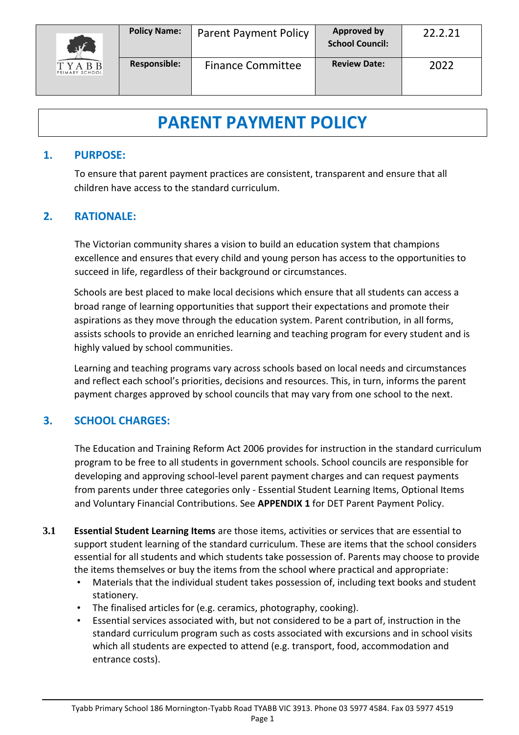| | Policy Name: | Parent Payment Policy | Approved by School Council: | 22.2.21 |
| --- | --- | --- | --- | --- |
| TYABB PRIMARY SCHOOL | Responsible: | Finance Committee | Review Date: | 2022 |

# PARENT PAYMENT POLICY

## 1. PURPOSE:

To ensure that parent payment practices are consistent, transparent and ensure that all children have access to the standard curriculum.

## 2. RATIONALE:

The Victorian community shares a vision to build an education system that champions excellence and ensures that every child and young person has access to the opportunities to succeed in life, regardless of their background or circumstances.

Schools are best placed to make local decisions which ensure that all students can access a broad range of learning opportunities that support their expectations and promote their aspirations as they move through the education system. Parent contribution, in all forms, assists schools to provide an enriched learning and teaching program for every student and is highly valued by school communities.

Learning and teaching programs vary across schools based on local needs and circumstances and reflect each school's priorities, decisions and resources. This, in turn, informs the parent payment charges approved by school councils that may vary from one school to the next.

## 3. SCHOOL CHARGES:

The Education and Training Reform Act 2006 provides for instruction in the standard curriculum program to be free to all students in government schools. School councils are responsible for developing and approving school-level parent payment charges and can request payments from parents under three categories only - Essential Student Learning Items, Optional Items and Voluntary Financial Contributions. See **APPENDIX 1** for DET Parent Payment Policy.

**3.1 Essential Student Learning Items** are those items, activities or services that are essential to support student learning of the standard curriculum. These are items that the school considers essential for all students and which students take possession of. Parents may choose to provide the items themselves or buy the items from the school where practical and appropriate:

- Materials that the individual student takes possession of, including text books and student stationery.
- The finalised articles for (e.g. ceramics, photography, cooking).
- Essential services associated with, but not considered to be a part of, instruction in the standard curriculum program such as costs associated with excursions and in school visits which all students are expected to attend (e.g. transport, food, accommodation and entrance costs).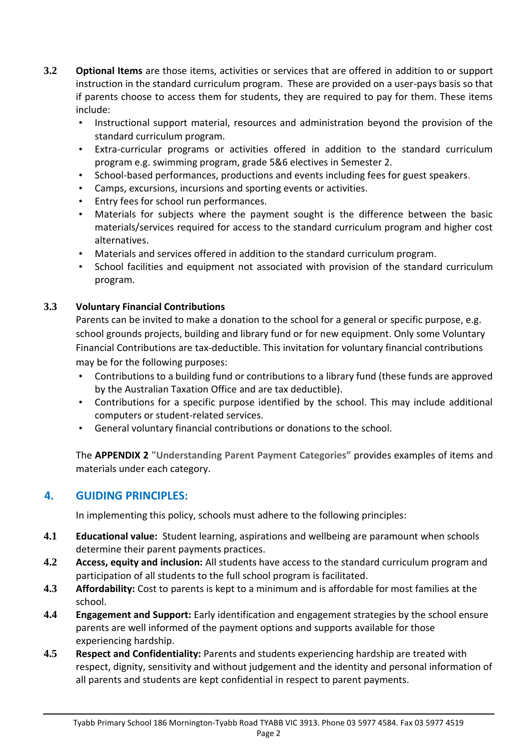**3.2** **Optional Items** are those items, activities or services that are offered in addition to or support instruction in the standard curriculum program. These are provided on a user-pays basis so that if parents choose to access them for students, they are required to pay for them. These items include:

- Instructional support material, resources and administration beyond the provision of the standard curriculum program.
- Extra-curricular programs or activities offered in addition to the standard curriculum program e.g. swimming program, grade 5&6 electives in Semester 2.
- School-based performances, productions and events including fees for guest speakers.
- Camps, excursions, incursions and sporting events or activities.
- Entry fees for school run performances.
- Materials for subjects where the payment sought is the difference between the basic materials/services required for access to the standard curriculum program and higher cost alternatives.
- Materials and services offered in addition to the standard curriculum program.
- School facilities and equipment not associated with provision of the standard curriculum program.

**3.3** **Voluntary Financial Contributions**

Parents can be invited to make a donation to the school for a general or specific purpose, e.g. school grounds projects, building and library fund or for new equipment. Only some Voluntary Financial Contributions are tax-deductible. This invitation for voluntary financial contributions may be for the following purposes:

- Contributions to a building fund or contributions to a library fund (these funds are approved by the Australian Taxation Office and are tax deductible).
- Contributions for a specific purpose identified by the school. This may include additional computers or student-related services.
- General voluntary financial contributions or donations to the school.

The **APPENDIX 2** **"Understanding Parent Payment Categories"** provides examples of items and materials under each category.

## 4. GUIDING PRINCIPLES:

In implementing this policy, schools must adhere to the following principles:

**4.1** **Educational value:** Student learning, aspirations and wellbeing are paramount when schools determine their parent payments practices.

**4.2** **Access, equity and inclusion:** All students have access to the standard curriculum program and participation of all students to the full school program is facilitated.

**4.3** **Affordability:** Cost to parents is kept to a minimum and is affordable for most families at the school.

**4.4** **Engagement and Support:** Early identification and engagement strategies by the school ensure parents are well informed of the payment options and supports available for those experiencing hardship.

**4.5** **Respect and Confidentiality:** Parents and students experiencing hardship are treated with respect, dignity, sensitivity and without judgement and the identity and personal information of all parents and students are kept confidential in respect to parent payments.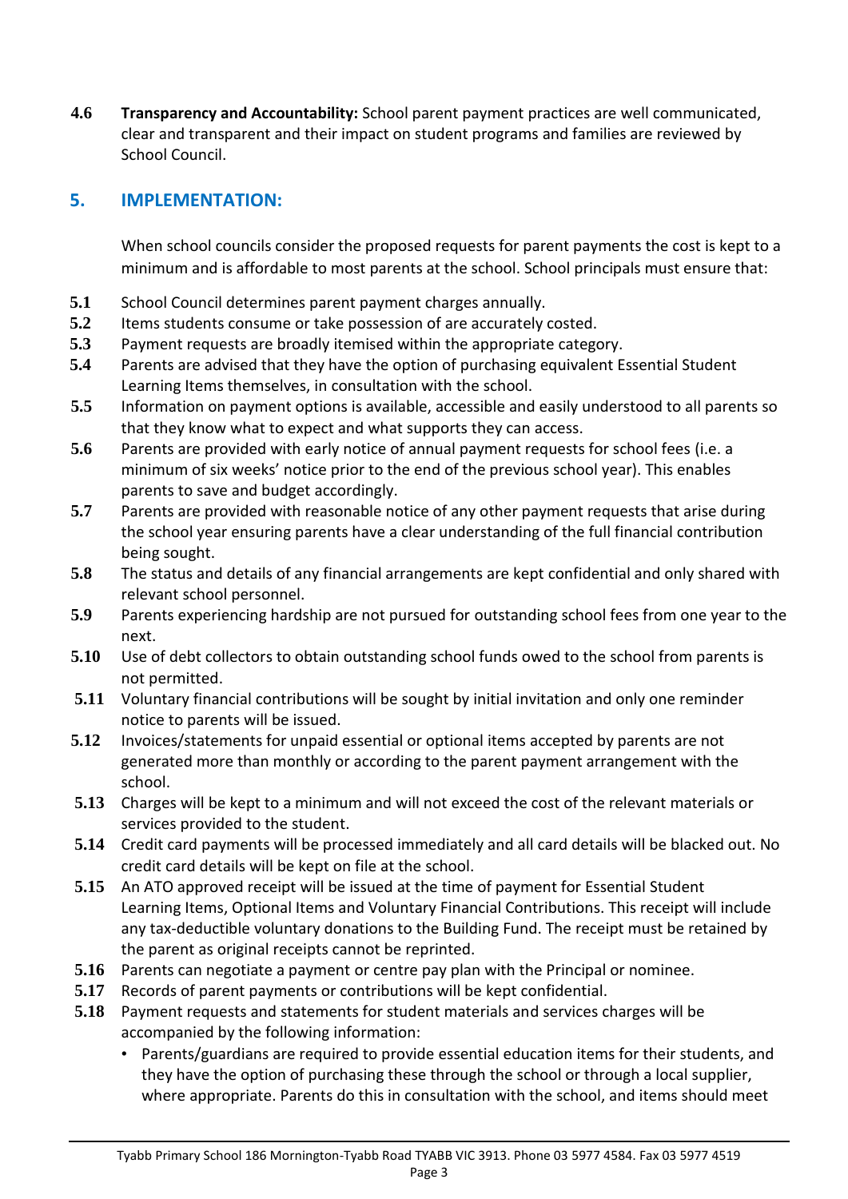**4.6** **Transparency and Accountability:** School parent payment practices are well communicated, clear and transparent and their impact on student programs and families are reviewed by School Council.

## 5. IMPLEMENTATION:

When school councils consider the proposed requests for parent payments the cost is kept to a minimum and is affordable to most parents at the school. School principals must ensure that:

**5.1** School Council determines parent payment charges annually.

**5.2** Items students consume or take possession of are accurately costed.

**5.3** Payment requests are broadly itemised within the appropriate category.

**5.4** Parents are advised that they have the option of purchasing equivalent Essential Student Learning Items themselves, in consultation with the school.

**5.5** Information on payment options is available, accessible and easily understood to all parents so that they know what to expect and what supports they can access.

**5.6** Parents are provided with early notice of annual payment requests for school fees (i.e. a minimum of six weeks' notice prior to the end of the previous school year). This enables parents to save and budget accordingly.

**5.7** Parents are provided with reasonable notice of any other payment requests that arise during the school year ensuring parents have a clear understanding of the full financial contribution being sought.

**5.8** The status and details of any financial arrangements are kept confidential and only shared with relevant school personnel.

**5.9** Parents experiencing hardship are not pursued for outstanding school fees from one year to the next.

**5.10** Use of debt collectors to obtain outstanding school funds owed to the school from parents is not permitted.

**5.11** Voluntary financial contributions will be sought by initial invitation and only one reminder notice to parents will be issued.

**5.12** Invoices/statements for unpaid essential or optional items accepted by parents are not generated more than monthly or according to the parent payment arrangement with the school.

**5.13** Charges will be kept to a minimum and will not exceed the cost of the relevant materials or services provided to the student.

**5.14** Credit card payments will be processed immediately and all card details will be blacked out. No credit card details will be kept on file at the school.

**5.15** An ATO approved receipt will be issued at the time of payment for Essential Student Learning Items, Optional Items and Voluntary Financial Contributions. This receipt will include any tax-deductible voluntary donations to the Building Fund. The receipt must be retained by the parent as original receipts cannot be reprinted.

**5.16** Parents can negotiate a payment or centre pay plan with the Principal or nominee.

**5.17** Records of parent payments or contributions will be kept confidential.

**5.18** Payment requests and statements for student materials and services charges will be accompanied by the following information:

- Parents/guardians are required to provide essential education items for their students, and they have the option of purchasing these through the school or through a local supplier, where appropriate. Parents do this in consultation with the school, and items should meet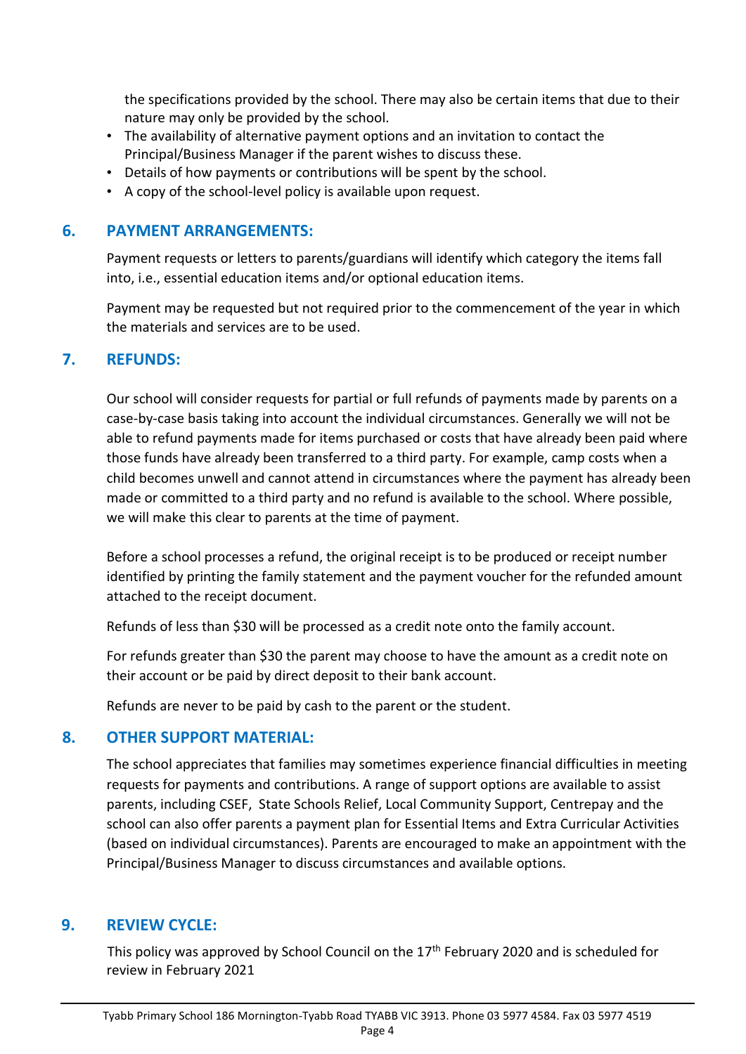the specifications provided by the school. There may also be certain items that due to their nature may only be provided by the school.

- The availability of alternative payment options and an invitation to contact the Principal/Business Manager if the parent wishes to discuss these.
- Details of how payments or contributions will be spent by the school.
- A copy of the school-level policy is available upon request.

## 6. PAYMENT ARRANGEMENTS:

Payment requests or letters to parents/guardians will identify which category the items fall into, i.e., essential education items and/or optional education items.

Payment may be requested but not required prior to the commencement of the year in which the materials and services are to be used.

## 7. REFUNDS:

Our school will consider requests for partial or full refunds of payments made by parents on a case-by-case basis taking into account the individual circumstances. Generally we will not be able to refund payments made for items purchased or costs that have already been paid where those funds have already been transferred to a third party. For example, camp costs when a child becomes unwell and cannot attend in circumstances where the payment has already been made or committed to a third party and no refund is available to the school. Where possible, we will make this clear to parents at the time of payment.

Before a school processes a refund, the original receipt is to be produced or receipt number identified by printing the family statement and the payment voucher for the refunded amount attached to the receipt document.

Refunds of less than $30 will be processed as a credit note onto the family account.

For refunds greater than $30 the parent may choose to have the amount as a credit note on their account or be paid by direct deposit to their bank account.

Refunds are never to be paid by cash to the parent or the student.

## 8. OTHER SUPPORT MATERIAL:

The school appreciates that families may sometimes experience financial difficulties in meeting requests for payments and contributions. A range of support options are available to assist parents, including CSEF, State Schools Relief, Local Community Support, Centrepay and the school can also offer parents a payment plan for Essential Items and Extra Curricular Activities (based on individual circumstances). Parents are encouraged to make an appointment with the Principal/Business Manager to discuss circumstances and available options.

## 9. REVIEW CYCLE:

This policy was approved by School Council on the 17th February 2020 and is scheduled for review in February 2021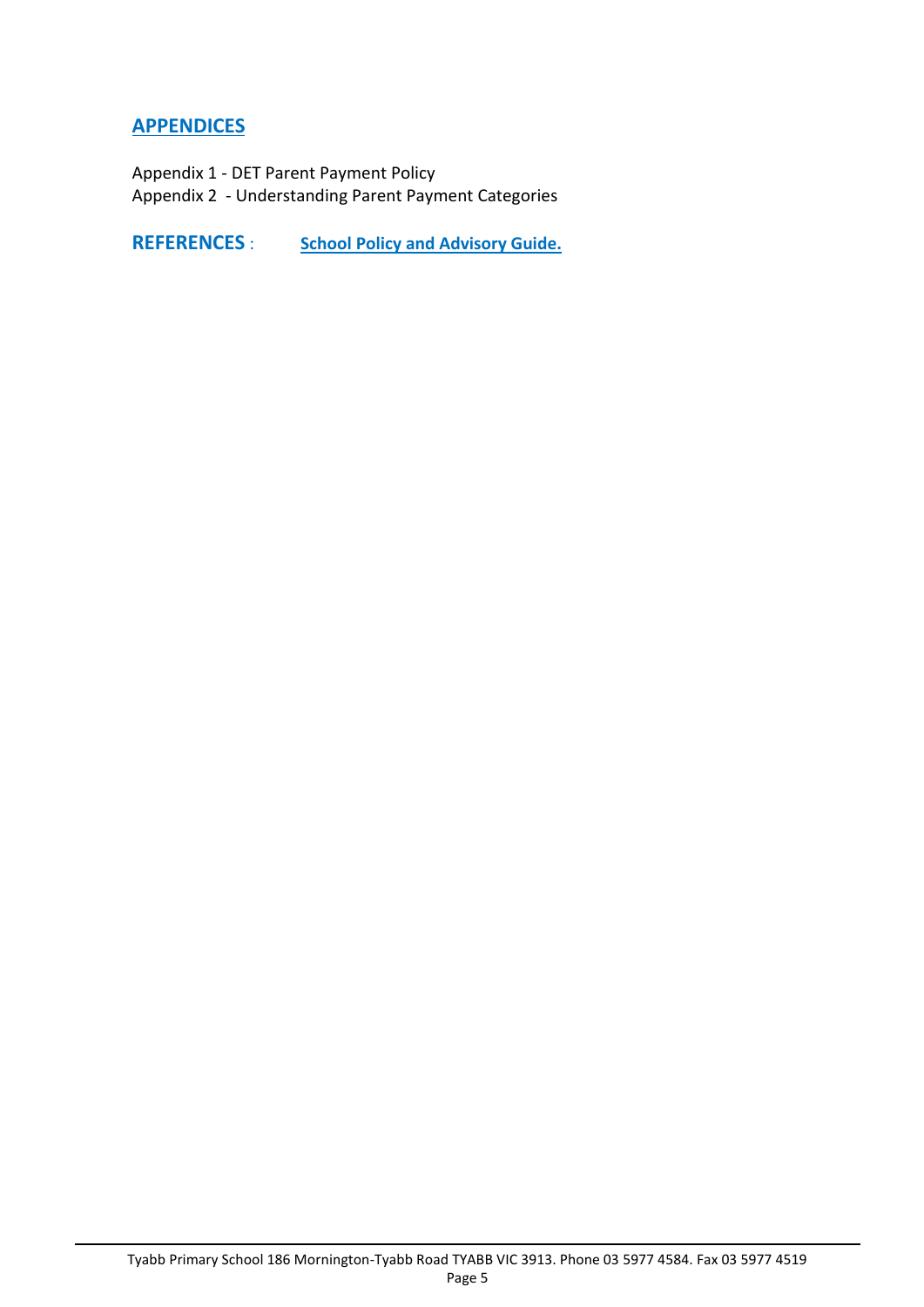## APPENDICES

Appendix 1 - DET Parent Payment Policy
Appendix 2 - Understanding Parent Payment Categories

**REFERENCES** : **School Policy and Advisory Guide.**